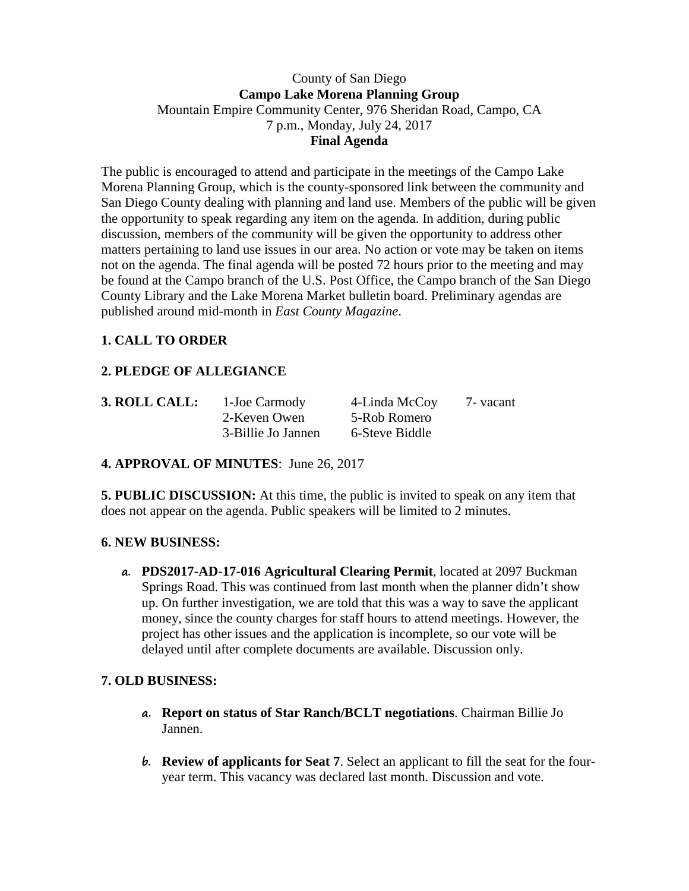County of San Diego

**Campo Lake Morena Planning Group**

Mountain Empire Community Center, 976 Sheridan Road, Campo, CA

7 p.m., Monday, July 24, 2017

**Final Agenda**

The public is encouraged to attend and participate in the meetings of the Campo Lake Morena Planning Group, which is the county-sponsored link between the community and San Diego County dealing with planning and land use. Members of the public will be given the opportunity to speak regarding any item on the agenda. In addition, during public discussion, members of the community will be given the opportunity to address other matters pertaining to land use issues in our area. No action or vote may be taken on items not on the agenda. The final agenda will be posted 72 hours prior to the meeting and may be found at the Campo branch of the U.S. Post Office, the Campo branch of the San Diego County Library and the Lake Morena Market bulletin board. Preliminary agendas are published around mid-month in *East County Magazine*.

**1. CALL TO ORDER**

**2. PLEDGE OF ALLEGIANCE**

**3. ROLL CALL:**

| | | |
|---|---|---|
| 1-Joe Carmody | 4-Linda McCoy | 7- vacant |
| 2-Keven Owen | 5-Rob Romero | |
| 3-Billie Jo Jannen | 6-Steve Biddle | |

**4. APPROVAL OF MINUTES**: June 26, 2017

**5. PUBLIC DISCUSSION:** At this time, the public is invited to speak on any item that does not appear on the agenda. Public speakers will be limited to 2 minutes.

**6. NEW BUSINESS:**

a. **PDS2017-AD-17-016 Agricultural Clearing Permit**, located at 2097 Buckman Springs Road. This was continued from last month when the planner didn't show up. On further investigation, we are told that this was a way to save the applicant money, since the county charges for staff hours to attend meetings. However, the project has other issues and the application is incomplete, so our vote will be delayed until after complete documents are available. Discussion only.

**7. OLD BUSINESS:**

a. **Report on status of Star Ranch/BCLT negotiations**. Chairman Billie Jo Jannen.

b. **Review of applicants for Seat 7**. Select an applicant to fill the seat for the four-year term. This vacancy was declared last month. Discussion and vote.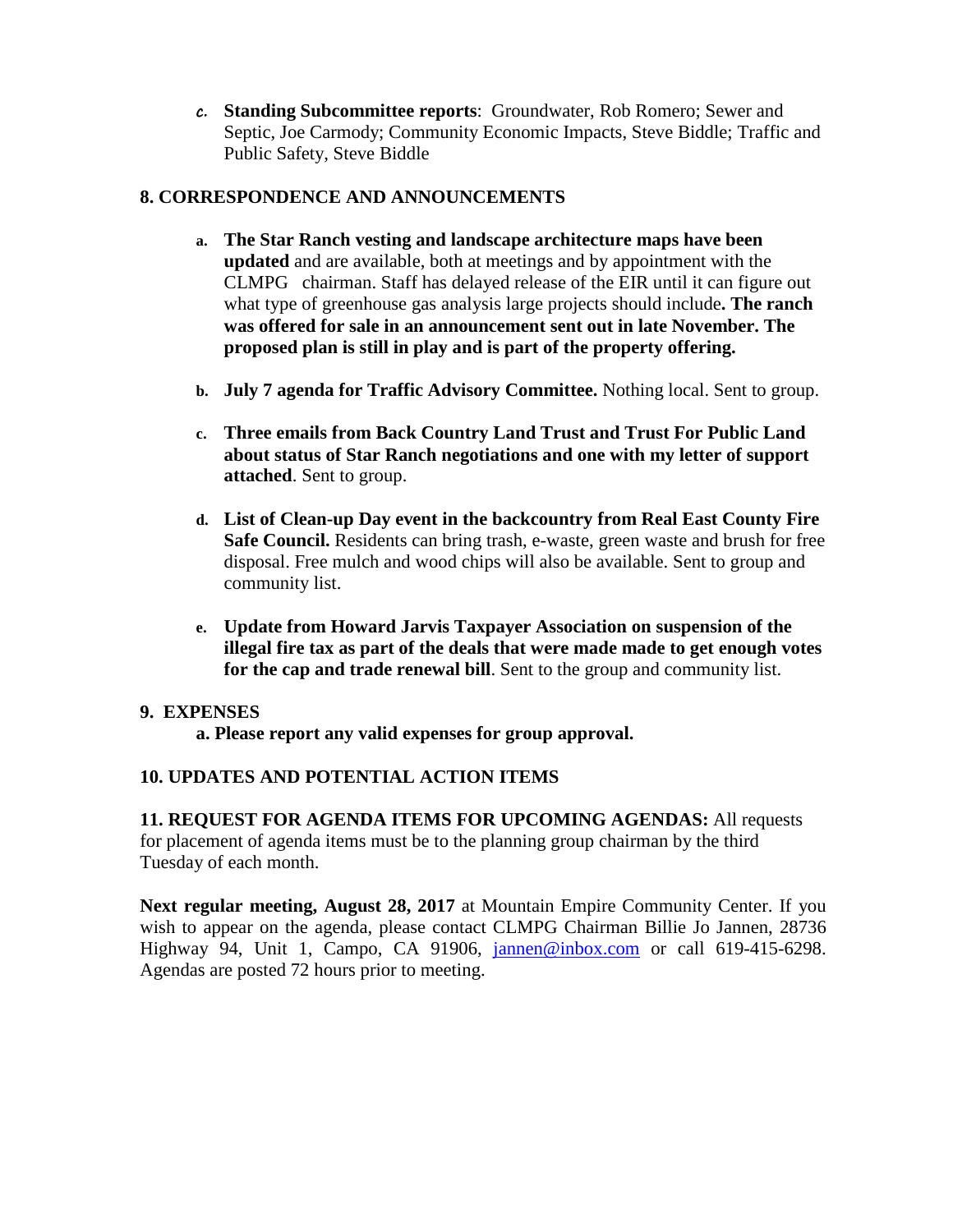c. **Standing Subcommittee reports**: Groundwater, Rob Romero; Sewer and Septic, Joe Carmody; Community Economic Impacts, Steve Biddle; Traffic and Public Safety, Steve Biddle

**8. CORRESPONDENCE AND ANNOUNCEMENTS**

a. **The Star Ranch vesting and landscape architecture maps have been updated** and are available, both at meetings and by appointment with the CLMPG chairman. Staff has delayed release of the EIR until it can figure out what type of greenhouse gas analysis large projects should include**. The ranch was offered for sale in an announcement sent out in late November. The proposed plan is still in play and is part of the property offering.**

b. **July 7 agenda for Traffic Advisory Committee.** Nothing local. Sent to group.

c. **Three emails from Back Country Land Trust and Trust For Public Land about status of Star Ranch negotiations and one with my letter of support attached**. Sent to group.

d. **List of Clean-up Day event in the backcountry from Real East County Fire Safe Council.** Residents can bring trash, e-waste, green waste and brush for free disposal. Free mulch and wood chips will also be available. Sent to group and community list.

e. **Update from Howard Jarvis Taxpayer Association on suspension of the illegal fire tax as part of the deals that were made made to get enough votes for the cap and trade renewal bill**. Sent to the group and community list.

**9. EXPENSES**

**a. Please report any valid expenses for group approval.**

**10. UPDATES AND POTENTIAL ACTION ITEMS**

**11. REQUEST FOR AGENDA ITEMS FOR UPCOMING AGENDAS:** All requests for placement of agenda items must be to the planning group chairman by the third Tuesday of each month.

**Next regular meeting, August 28, 2017** at Mountain Empire Community Center. If you wish to appear on the agenda, please contact CLMPG Chairman Billie Jo Jannen, 28736 Highway 94, Unit 1, Campo, CA 91906, jannen@inbox.com or call 619-415-6298. Agendas are posted 72 hours prior to meeting.